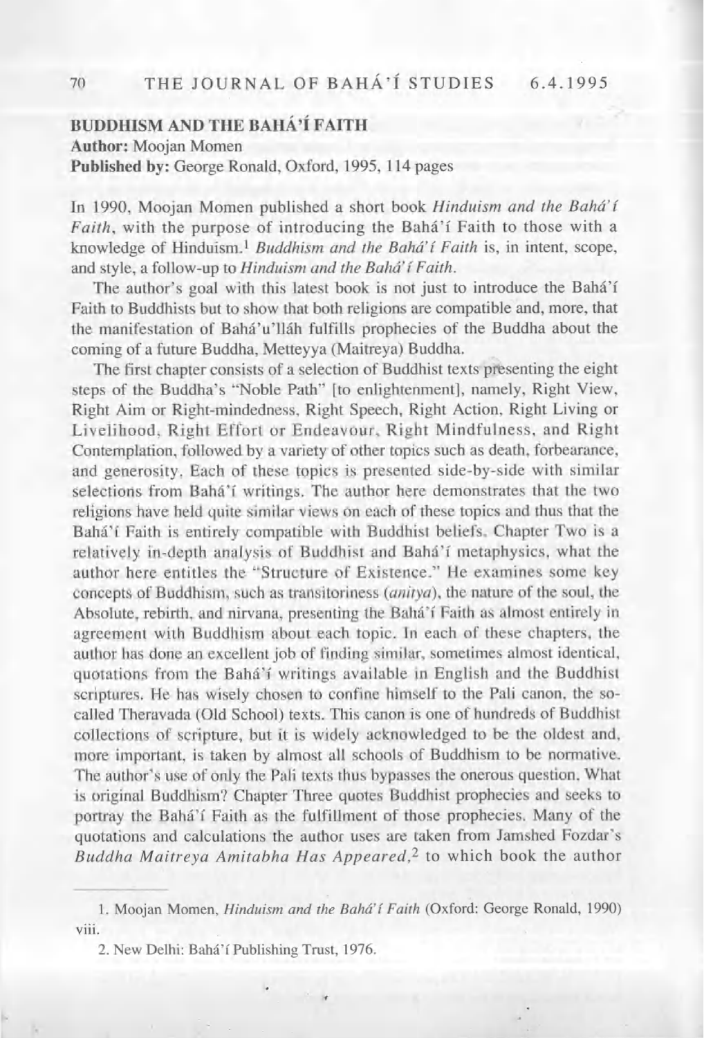## BUDDHISM AND THE BAHÁ'Í FAITH

**Author:** Moojan Momen
**Published by:** George Ronald, Oxford, 1995, 114 pages

In 1990, Moojan Momen published a short book *Hinduism and the Bahá'í Faith*, with the purpose of introducing the Bahá'í Faith to those with a knowledge of Hinduism.[1] *Buddhism and the Bahá'í Faith* is, in intent, scope, and style, a follow-up to *Hinduism and the Bahá'í Faith*.

The author's goal with this latest book is not just to introduce the Bahá'í Faith to Buddhists but to show that both religions are compatible and, more, that the manifestation of Bahá'u'lláh fulfills prophecies of the Buddha about the coming of a future Buddha, Metteyya (Maitreya) Buddha.

The first chapter consists of a selection of Buddhist texts presenting the eight steps of the Buddha's "Noble Path" [to enlightenment], namely, Right View, Right Aim or Right-mindedness, Right Speech, Right Action, Right Living or Livelihood, Right Effort or Endeavour, Right Mindfulness, and Right Contemplation, followed by a variety of other topics such as death, forbearance, and generosity. Each of these topics is presented side-by-side with similar selections from Bahá'í writings. The author here demonstrates that the two religions have held quite similar views on each of these topics and thus that the Bahá'í Faith is entirely compatible with Buddhist beliefs. Chapter Two is a relatively in-depth analysis of Buddhist and Bahá'í metaphysics, what the author here entitles the "Structure of Existence." He examines some key concepts of Buddhism, such as transitoriness (*anitya*), the nature of the soul, the Absolute, rebirth, and nirvana, presenting the Bahá'í Faith as almost entirely in agreement with Buddhism about each topic. In each of these chapters, the author has done an excellent job of finding similar, sometimes almost identical, quotations from the Bahá'í writings available in English and the Buddhist scriptures. He has wisely chosen to confine himself to the Pali canon, the so-called Theravada (Old School) texts. This canon is one of hundreds of Buddhist collections of scripture, but it is widely acknowledged to be the oldest and, more important, is taken by almost all schools of Buddhism to be normative. The author's use of only the Pali texts thus bypasses the onerous question, What is original Buddhism? Chapter Three quotes Buddhist prophecies and seeks to portray the Bahá'í Faith as the fulfillment of those prophecies. Many of the quotations and calculations the author uses are taken from Jamshed Fozdar's *Buddha Maitreya Amitabha Has Appeared*,[2] to which book the author

---

1. Moojan Momen, *Hinduism and the Bahá'í Faith* (Oxford: George Ronald, 1990) viii.

2. New Delhi: Bahá'í Publishing Trust, 1976.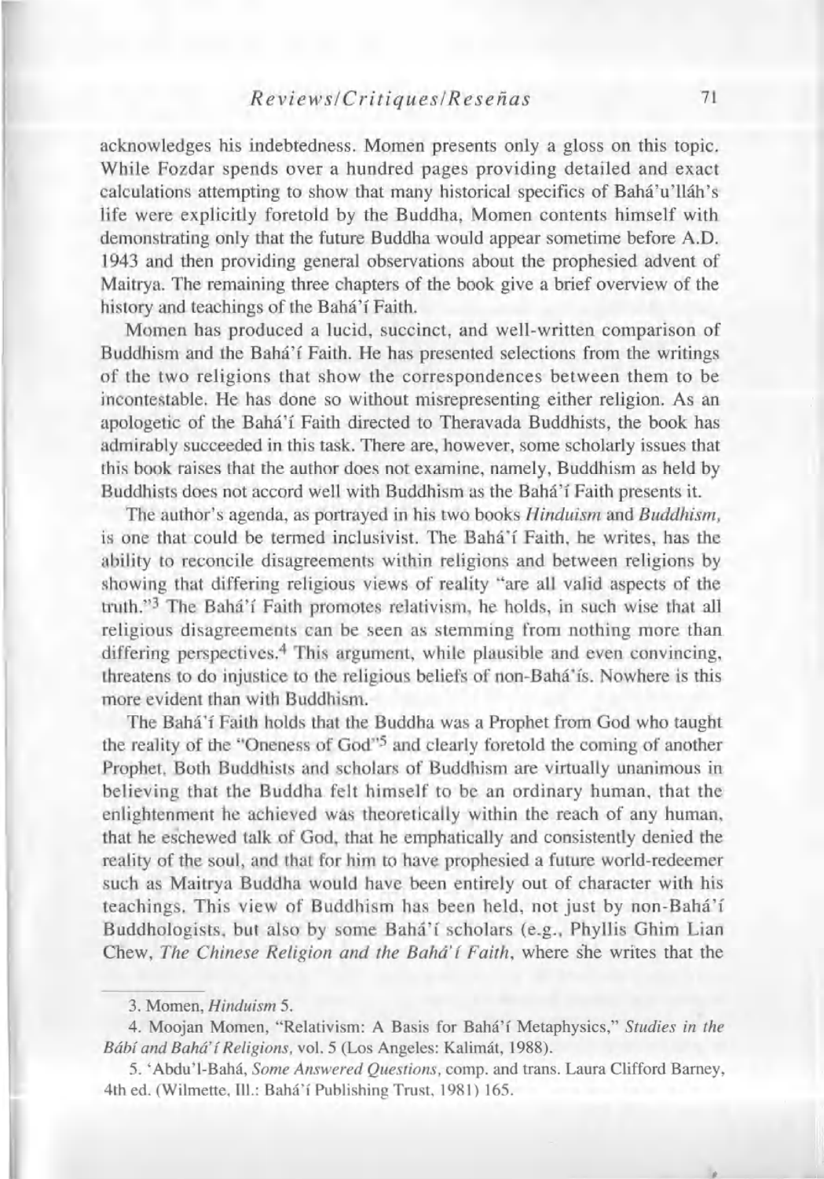acknowledges his indebtedness. Momen presents only a gloss on this topic. While Fozdar spends over a hundred pages providing detailed and exact calculations attempting to show that many historical specifics of Bahá'u'lláh's life were explicitly foretold by the Buddha, Momen contents himself with demonstrating only that the future Buddha would appear sometime before A.D. 1943 and then providing general observations about the prophesied advent of Maitrya. The remaining three chapters of the book give a brief overview of the history and teachings of the Bahá'í Faith.

Momen has produced a lucid, succinct, and well-written comparison of Buddhism and the Bahá'í Faith. He has presented selections from the writings of the two religions that show the correspondences between them to be incontestable. He has done so without misrepresenting either religion. As an apologetic of the Bahá'í Faith directed to Theravada Buddhists, the book has admirably succeeded in this task. There are, however, some scholarly issues that this book raises that the author does not examine, namely, Buddhism as held by Buddhists does not accord well with Buddhism as the Bahá'í Faith presents it.

The author's agenda, as portrayed in his two books *Hinduism* and *Buddhism*, is one that could be termed inclusivist. The Bahá'í Faith, he writes, has the ability to reconcile disagreements within religions and between religions by showing that differing religious views of reality "are all valid aspects of the truth."[3] The Bahá'í Faith promotes relativism, he holds, in such wise that all religious disagreements can be seen as stemming from nothing more than differing perspectives.[4] This argument, while plausible and even convincing, threatens to do injustice to the religious beliefs of non-Bahá'ís. Nowhere is this more evident than with Buddhism.

The Bahá'í Faith holds that the Buddha was a Prophet from God who taught the reality of the "Oneness of God"[5] and clearly foretold the coming of another Prophet. Both Buddhists and scholars of Buddhism are virtually unanimous in believing that the Buddha felt himself to be an ordinary human, that the enlightenment he achieved was theoretically within the reach of any human, that he eschewed talk of God, that he emphatically and consistently denied the reality of the soul, and that for him to have prophesied a future world-redeemer such as Maitrya Buddha would have been entirely out of character with his teachings. This view of Buddhism has been held, not just by non-Bahá'í Buddhologists, but also by some Bahá'í scholars (e.g., Phyllis Ghim Lian Chew, *The Chinese Religion and the Bahá'í Faith*, where she writes that the

---

3. Momen, *Hinduism* 5.

4. Moojan Momen, "Relativism: A Basis for Bahá'í Metaphysics," *Studies in the Bábí and Bahá'í Religions*, vol. 5 (Los Angeles: Kalimát, 1988).

5. 'Abdu'l-Bahá, *Some Answered Questions*, comp. and trans. Laura Clifford Barney, 4th ed. (Wilmette, Ill.: Bahá'í Publishing Trust, 1981) 165.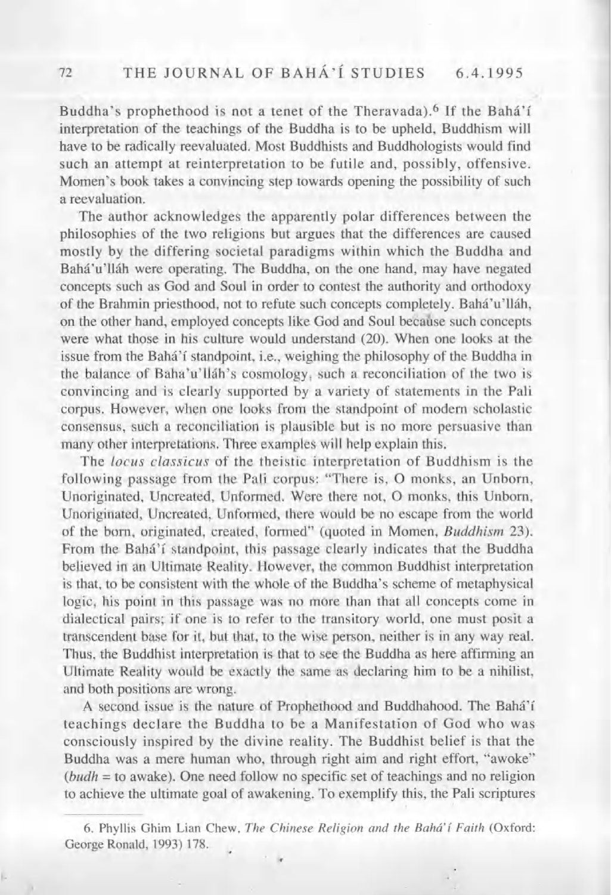Buddha's prophethood is not a tenet of the Theravada).[6] If the Bahá'í interpretation of the teachings of the Buddha is to be upheld, Buddhism will have to be radically reevaluated. Most Buddhists and Buddhologists would find such an attempt at reinterpretation to be futile and, possibly, offensive. Momen's book takes a convincing step towards opening the possibility of such a reevaluation.

The author acknowledges the apparently polar differences between the philosophies of the two religions but argues that the differences are caused mostly by the differing societal paradigms within which the Buddha and Bahá'u'lláh were operating. The Buddha, on the one hand, may have negated concepts such as God and Soul in order to contest the authority and orthodoxy of the Brahmin priesthood, not to refute such concepts completely. Bahá'u'lláh, on the other hand, employed concepts like God and Soul because such concepts were what those in his culture would understand (20). When one looks at the issue from the Bahá'í standpoint, i.e., weighing the philosophy of the Buddha in the balance of Baha'u'lláh's cosmology, such a reconciliation of the two is convincing and is clearly supported by a variety of statements in the Pali corpus. However, when one looks from the standpoint of modern scholastic consensus, such a reconciliation is plausible but is no more persuasive than many other interpretations. Three examples will help explain this.

The *locus classicus* of the theistic interpretation of Buddhism is the following passage from the Pali corpus: "There is, O monks, an Unborn, Unoriginated, Uncreated, Unformed. Were there not, O monks, this Unborn, Unoriginated, Uncreated, Unformed, there would be no escape from the world of the born, originated, created, formed" (quoted in Momen, *Buddhism* 23). From the Bahá'í standpoint, this passage clearly indicates that the Buddha believed in an Ultimate Reality. However, the common Buddhist interpretation is that, to be consistent with the whole of the Buddha's scheme of metaphysical logic, his point in this passage was no more than that all concepts come in dialectical pairs; if one is to refer to the transitory world, one must posit a transcendent base for it, but that, to the wise person, neither is in any way real. Thus, the Buddhist interpretation is that to see the Buddha as here affirming an Ultimate Reality would be exactly the same as declaring him to be a nihilist, and both positions are wrong.

A second issue is the nature of Prophethood and Buddhahood. The Bahá'í teachings declare the Buddha to be a Manifestation of God who was consciously inspired by the divine reality. The Buddhist belief is that the Buddha was a mere human who, through right aim and right effort, "awoke" (*budh* = to awake). One need follow no specific set of teachings and no religion to achieve the ultimate goal of awakening. To exemplify this, the Pali scriptures

6. Phyllis Ghim Lian Chew, *The Chinese Religion and the Bahá'í Faith* (Oxford: George Ronald, 1993) 178.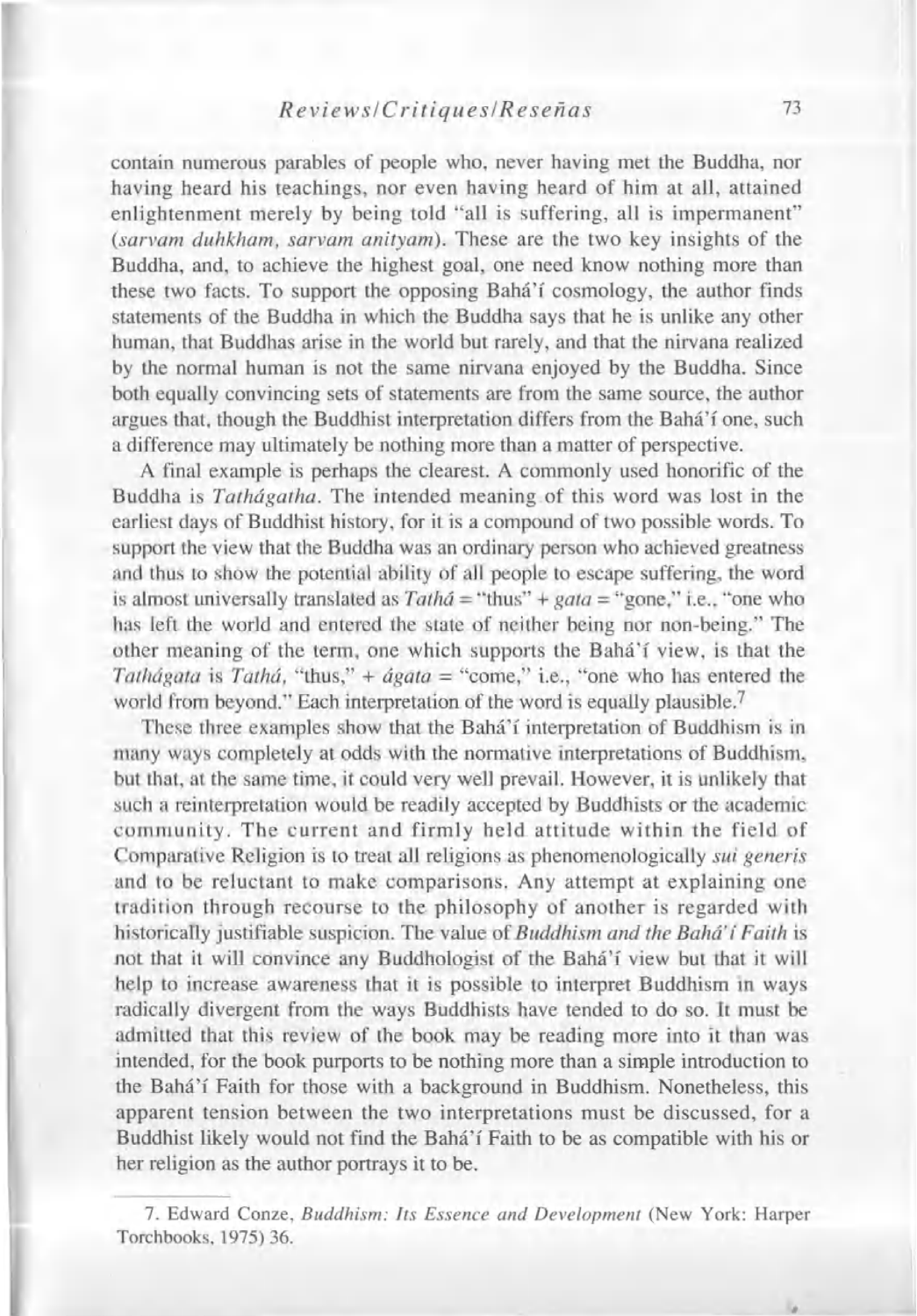contain numerous parables of people who, never having met the Buddha, nor having heard his teachings, nor even having heard of him at all, attained enlightenment merely by being told "all is suffering, all is impermanent" (*sarvam duhkham, sarvam anityam*). These are the two key insights of the Buddha, and, to achieve the highest goal, one need know nothing more than these two facts. To support the opposing Bahá'í cosmology, the author finds statements of the Buddha in which the Buddha says that he is unlike any other human, that Buddhas arise in the world but rarely, and that the nirvana realized by the normal human is not the same nirvana enjoyed by the Buddha. Since both equally convincing sets of statements are from the same source, the author argues that, though the Buddhist interpretation differs from the Bahá'í one, such a difference may ultimately be nothing more than a matter of perspective.

A final example is perhaps the clearest. A commonly used honorific of the Buddha is *Tathágatha*. The intended meaning of this word was lost in the earliest days of Buddhist history, for it is a compound of two possible words. To support the view that the Buddha was an ordinary person who achieved greatness and thus to show the potential ability of all people to escape suffering, the word is almost universally translated as *Tathá* = "thus" + *gata* = "gone," i.e., "one who has left the world and entered the state of neither being nor non-being." The other meaning of the term, one which supports the Bahá'í view, is that the *Tathágata* is *Tathá*, "thus," + *ágata* = "come," i.e., "one who has entered the world from beyond." Each interpretation of the word is equally plausible.[7]

These three examples show that the Bahá'í interpretation of Buddhism is in many ways completely at odds with the normative interpretations of Buddhism, but that, at the same time, it could very well prevail. However, it is unlikely that such a reinterpretation would be readily accepted by Buddhists or the academic community. The current and firmly held attitude within the field of Comparative Religion is to treat all religions as phenomenologically *sui generis* and to be reluctant to make comparisons. Any attempt at explaining one tradition through recourse to the philosophy of another is regarded with historically justifiable suspicion. The value of *Buddhism and the Bahá'í Faith* is not that it will convince any Buddhologist of the Bahá'í view but that it will help to increase awareness that it is possible to interpret Buddhism in ways radically divergent from the ways Buddhists have tended to do so. It must be admitted that this review of the book may be reading more into it than was intended, for the book purports to be nothing more than a simple introduction to the Bahá'í Faith for those with a background in Buddhism. Nonetheless, this apparent tension between the two interpretations must be discussed, for a Buddhist likely would not find the Bahá'í Faith to be as compatible with his or her religion as the author portrays it to be.

---

7. Edward Conze, *Buddhism: Its Essence and Development* (New York: Harper Torchbooks, 1975) 36.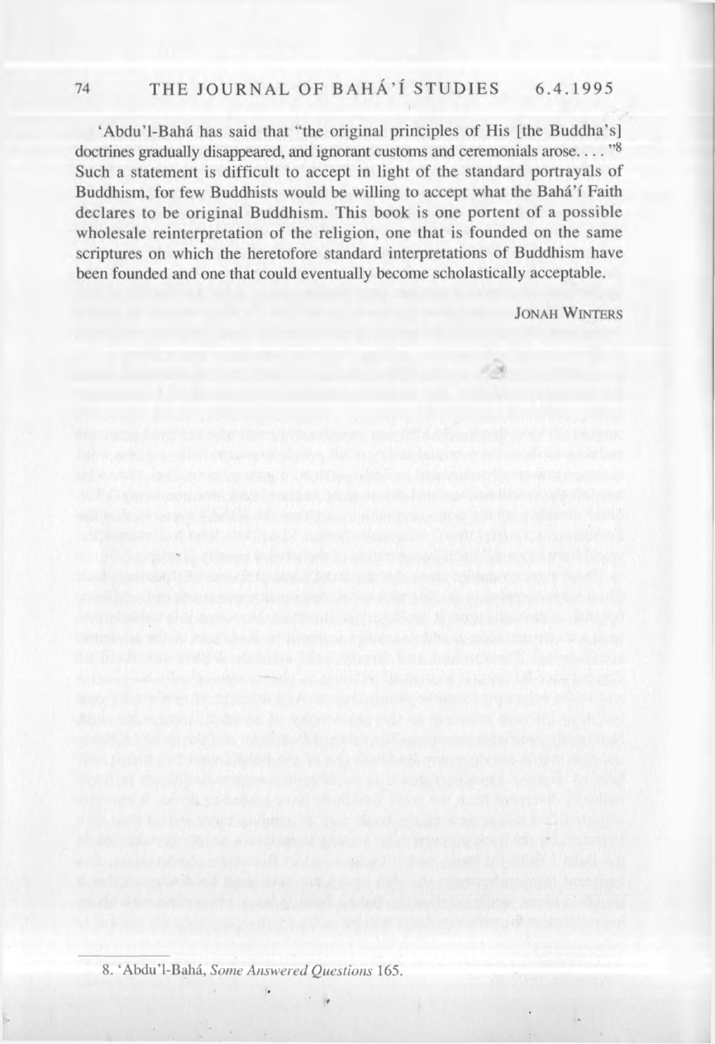'Abdu'l-Bahá has said that "the original principles of His [the Buddha's] doctrines gradually disappeared, and ignorant customs and ceremonials arose. . . ."[8] Such a statement is difficult to accept in light of the standard portrayals of Buddhism, for few Buddhists would be willing to accept what the Bahá'í Faith declares to be original Buddhism. This book is one portent of a possible wholesale reinterpretation of the religion, one that is founded on the same scriptures on which the heretofore standard interpretations of Buddhism have been founded and one that could eventually become scholastically acceptable.

JONAH WINTERS

---

8. 'Abdu'l-Bahá, *Some Answered Questions* 165.